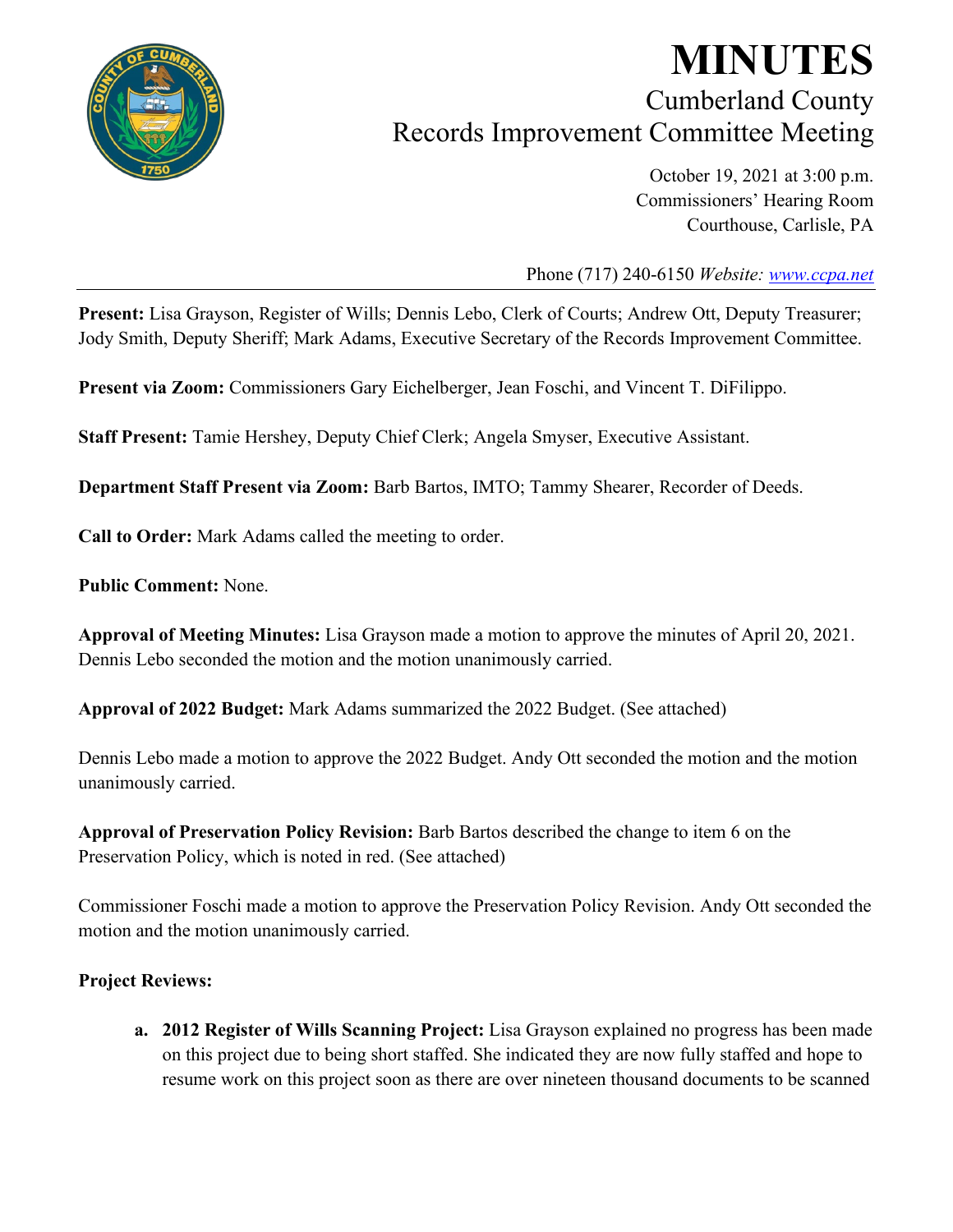# MINUTES

## Cumberland County
## Records Improvement Committee Meeting

October 19, 2021 at 3:00 p.m.
Commissioners' Hearing Room
Courthouse, Carlisle, PA

Phone (717) 240-6150 *Website: [www.ccpa.net](www.ccpa.net)*

---

**Present:** Lisa Grayson, Register of Wills; Dennis Lebo, Clerk of Courts; Andrew Ott, Deputy Treasurer; Jody Smith, Deputy Sheriff; Mark Adams, Executive Secretary of the Records Improvement Committee.

**Present via Zoom:** Commissioners Gary Eichelberger, Jean Foschi, and Vincent T. DiFilippo.

**Staff Present:** Tamie Hershey, Deputy Chief Clerk; Angela Smyser, Executive Assistant.

**Department Staff Present via Zoom:** Barb Bartos, IMTO; Tammy Shearer, Recorder of Deeds.

**Call to Order:** Mark Adams called the meeting to order.

**Public Comment:** None.

**Approval of Meeting Minutes:** Lisa Grayson made a motion to approve the minutes of April 20, 2021. Dennis Lebo seconded the motion and the motion unanimously carried.

**Approval of 2022 Budget:** Mark Adams summarized the 2022 Budget. (See attached)

Dennis Lebo made a motion to approve the 2022 Budget. Andy Ott seconded the motion and the motion unanimously carried.

**Approval of Preservation Policy Revision:** Barb Bartos described the change to item 6 on the Preservation Policy, which is noted in red. (See attached)

Commissioner Foschi made a motion to approve the Preservation Policy Revision. Andy Ott seconded the motion and the motion unanimously carried.

**Project Reviews:**

a. **2012 Register of Wills Scanning Project:** Lisa Grayson explained no progress has been made on this project due to being short staffed. She indicated they are now fully staffed and hope to resume work on this project soon as there are over nineteen thousand documents to be scanned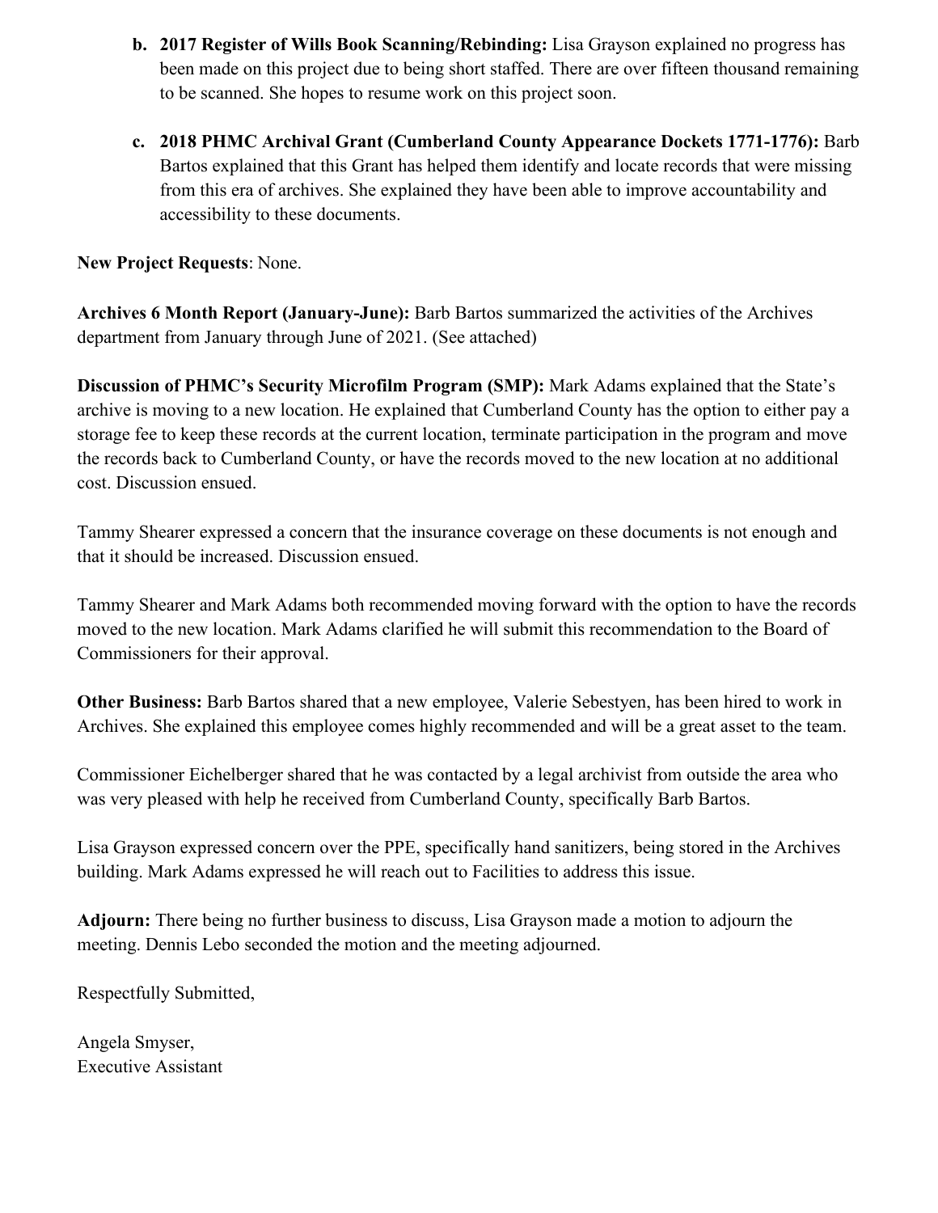b. **2017 Register of Wills Book Scanning/Rebinding:** Lisa Grayson explained no progress has been made on this project due to being short staffed. There are over fifteen thousand remaining to be scanned. She hopes to resume work on this project soon.

c. **2018 PHMC Archival Grant (Cumberland County Appearance Dockets 1771-1776):** Barb Bartos explained that this Grant has helped them identify and locate records that were missing from this era of archives. She explained they have been able to improve accountability and accessibility to these documents.

**New Project Requests**: None.

**Archives 6 Month Report (January-June):** Barb Bartos summarized the activities of the Archives department from January through June of 2021. (See attached)

**Discussion of PHMC's Security Microfilm Program (SMP):** Mark Adams explained that the State's archive is moving to a new location. He explained that Cumberland County has the option to either pay a storage fee to keep these records at the current location, terminate participation in the program and move the records back to Cumberland County, or have the records moved to the new location at no additional cost. Discussion ensued.

Tammy Shearer expressed a concern that the insurance coverage on these documents is not enough and that it should be increased. Discussion ensued.

Tammy Shearer and Mark Adams both recommended moving forward with the option to have the records moved to the new location. Mark Adams clarified he will submit this recommendation to the Board of Commissioners for their approval.

**Other Business:** Barb Bartos shared that a new employee, Valerie Sebestyen, has been hired to work in Archives. She explained this employee comes highly recommended and will be a great asset to the team.

Commissioner Eichelberger shared that he was contacted by a legal archivist from outside the area who was very pleased with help he received from Cumberland County, specifically Barb Bartos.

Lisa Grayson expressed concern over the PPE, specifically hand sanitizers, being stored in the Archives building. Mark Adams expressed he will reach out to Facilities to address this issue.

**Adjourn:** There being no further business to discuss, Lisa Grayson made a motion to adjourn the meeting. Dennis Lebo seconded the motion and the meeting adjourned.

Respectfully Submitted,

Angela Smyser,
Executive Assistant